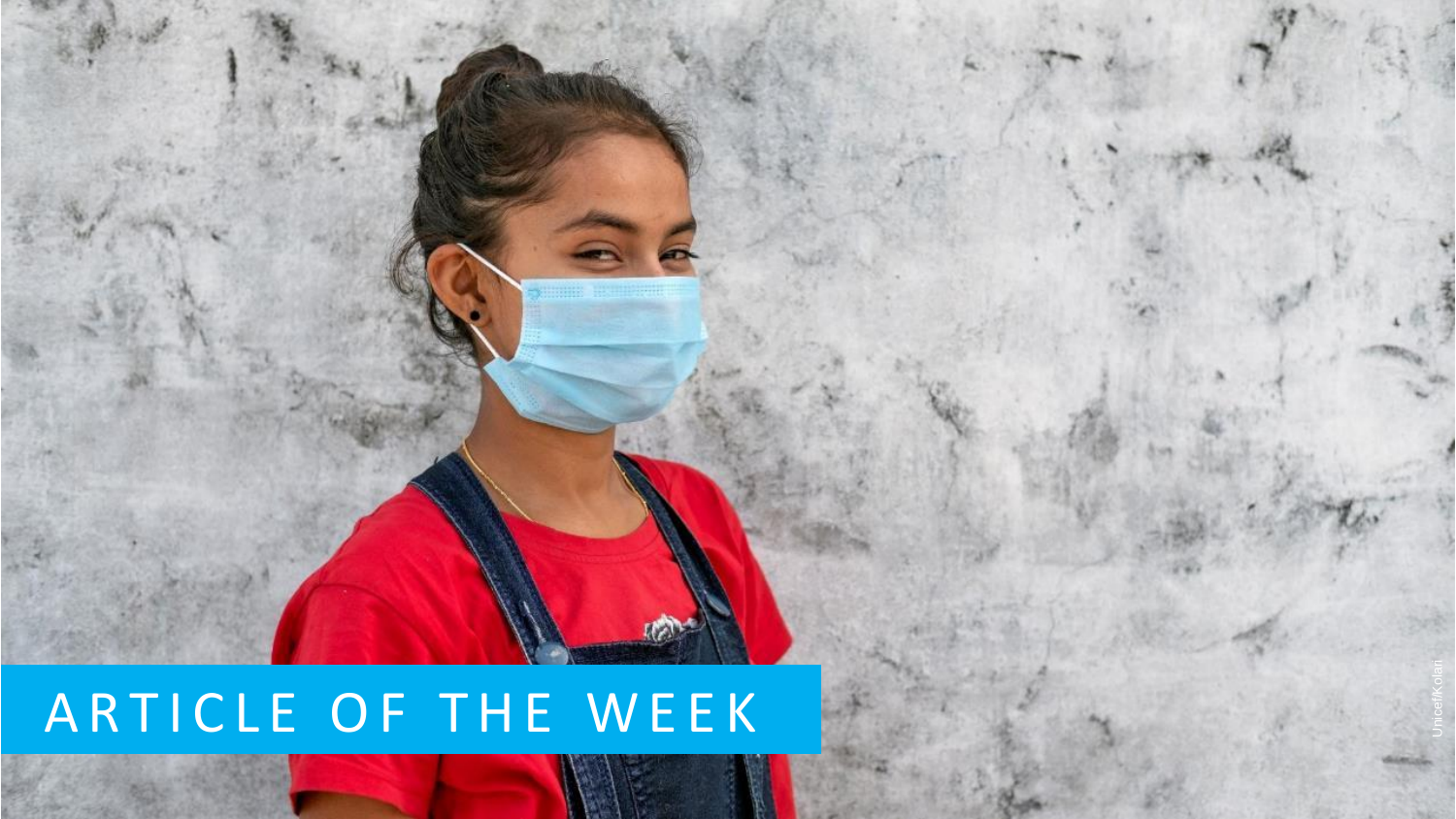# ARTICLE OF THE WEEK

Unicef/Kolari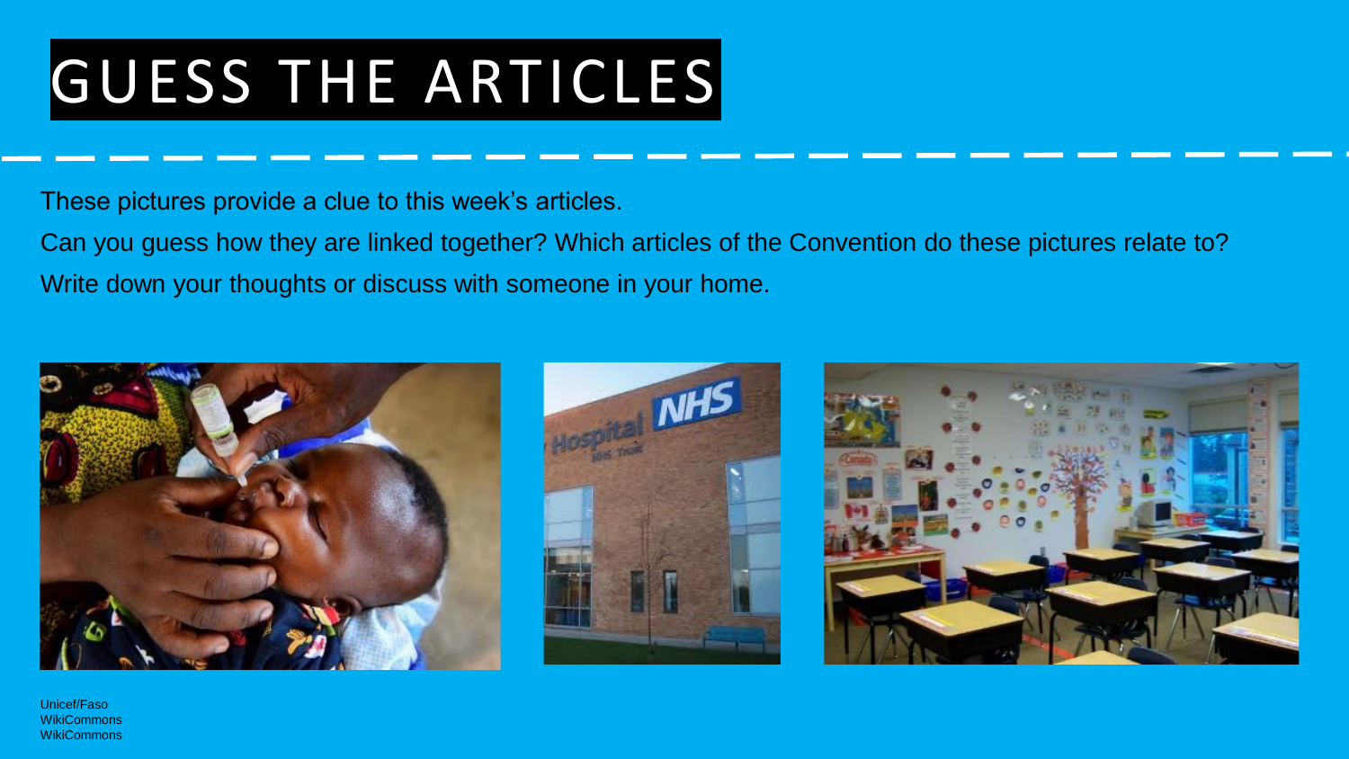# GUESS THE ARTICLES

These pictures provide a clue to this week's articles.

Can you guess how they are linked together? Which articles of the Convention do these pictures relate to?

Write down your thoughts or discuss with someone in your home.

Unicef/Faso
WikiCommons
WikiCommons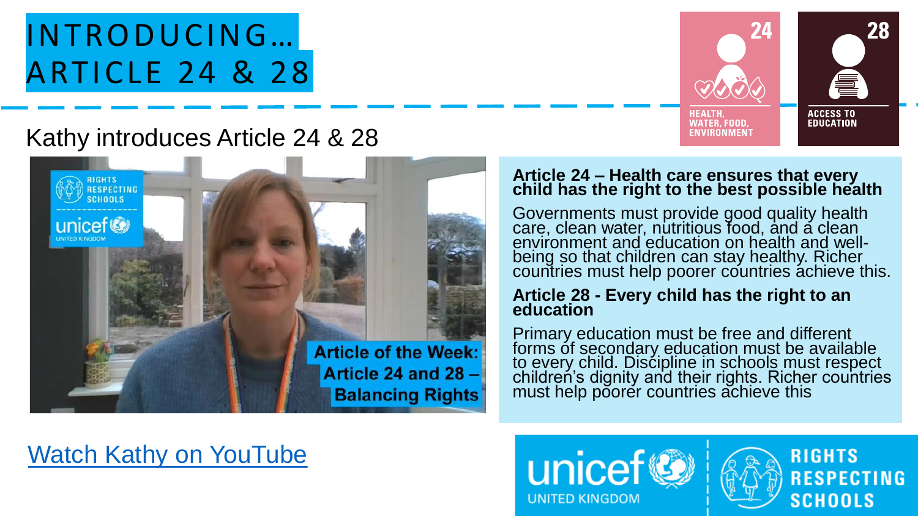# INTRODUCING… ARTICLE 24 & 28

24 — HEALTH, WATER, FOOD, ENVIRONMENT

28 — ACCESS TO EDUCATION

Kathy introduces Article 24 & 28

Article of the Week: Article 24 and 28 – Balancing Rights

**Article 24 – Health care ensures that every child has the right to the best possible health**

Governments must provide good quality health care, clean water, nutritious food, and a clean environment and education on health and well-being so that children can stay healthy. Richer countries must help poorer countries achieve this.

**Article 28 - Every child has the right to an education**

Primary education must be free and different forms of secondary education must be available to every child. Discipline in schools must respect children's dignity and their rights. Richer countries must help poorer countries achieve this

Watch Kathy on YouTube

unicef UNITED KINGDOM | RIGHTS RESPECTING SCHOOLS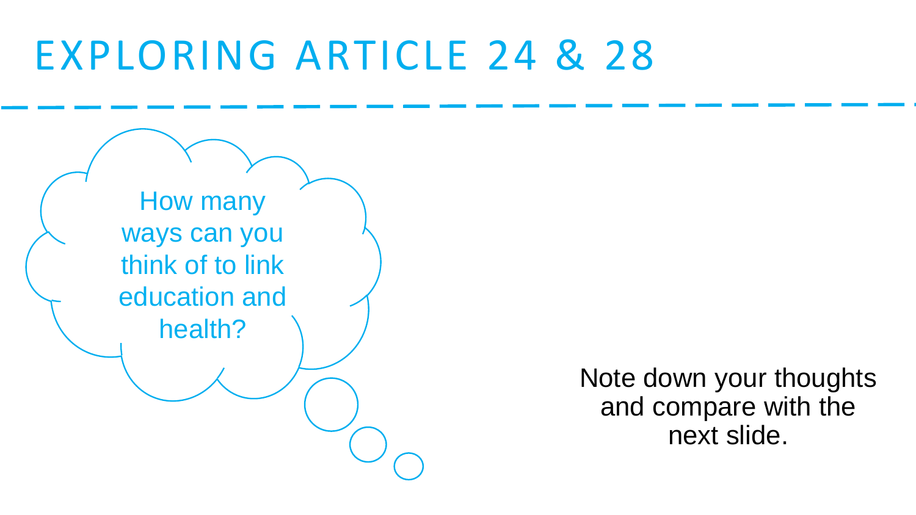# EXPLORING ARTICLE 24 & 28

How many ways can you think of to link education and health?

Note down your thoughts and compare with the next slide.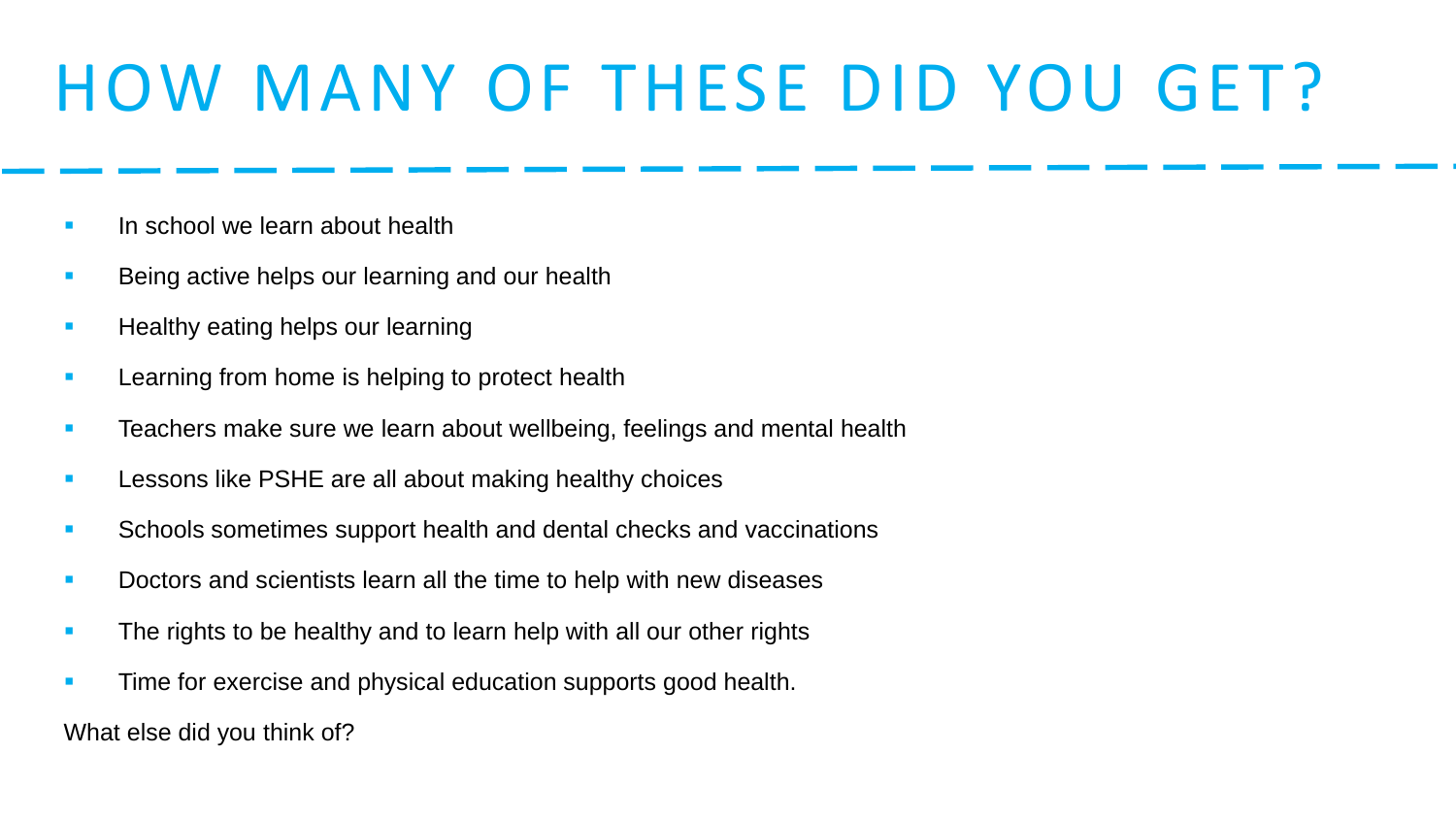# HOW MANY OF THESE DID YOU GET?

- In school we learn about health
- Being active helps our learning and our health
- Healthy eating helps our learning
- Learning from home is helping to protect health
- Teachers make sure we learn about wellbeing, feelings and mental health
- Lessons like PSHE are all about making healthy choices
- Schools sometimes support health and dental checks and vaccinations
- Doctors and scientists learn all the time to help with new diseases
- The rights to be healthy and to learn help with all our other rights
- Time for exercise and physical education supports good health.

What else did you think of?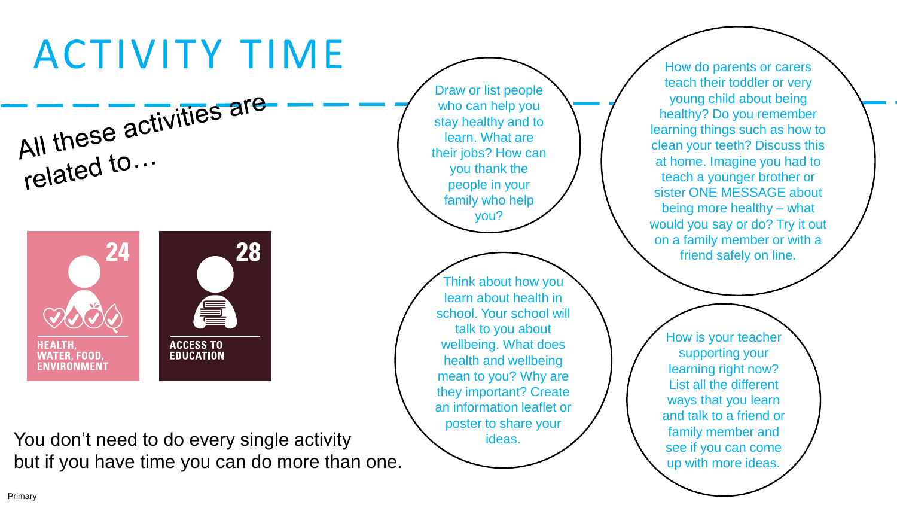# ACTIVITY TIME

All these activities are related to…

**24**

HEALTH, WATER, FOOD, ENVIRONMENT

**28**

ACCESS TO EDUCATION

You don't need to do every single activity but if you have time you can do more than one.

Draw or list people who can help you stay healthy and to learn. What are their jobs? How can you thank the people in your family who help you?

How do parents or carers teach their toddler or very young child about being healthy? Do you remember learning things such as how to clean your teeth? Discuss this at home. Imagine you had to teach a younger brother or sister ONE MESSAGE about being more healthy – what would you say or do? Try it out on a family member or with a friend safely on line.

Think about how you learn about health in school. Your school will talk to you about wellbeing. What does health and wellbeing mean to you? Why are they important? Create an information leaflet or poster to share your ideas.

How is your teacher supporting your learning right now? List all the different ways that you learn and talk to a friend or family member and see if you can come up with more ideas.

Primary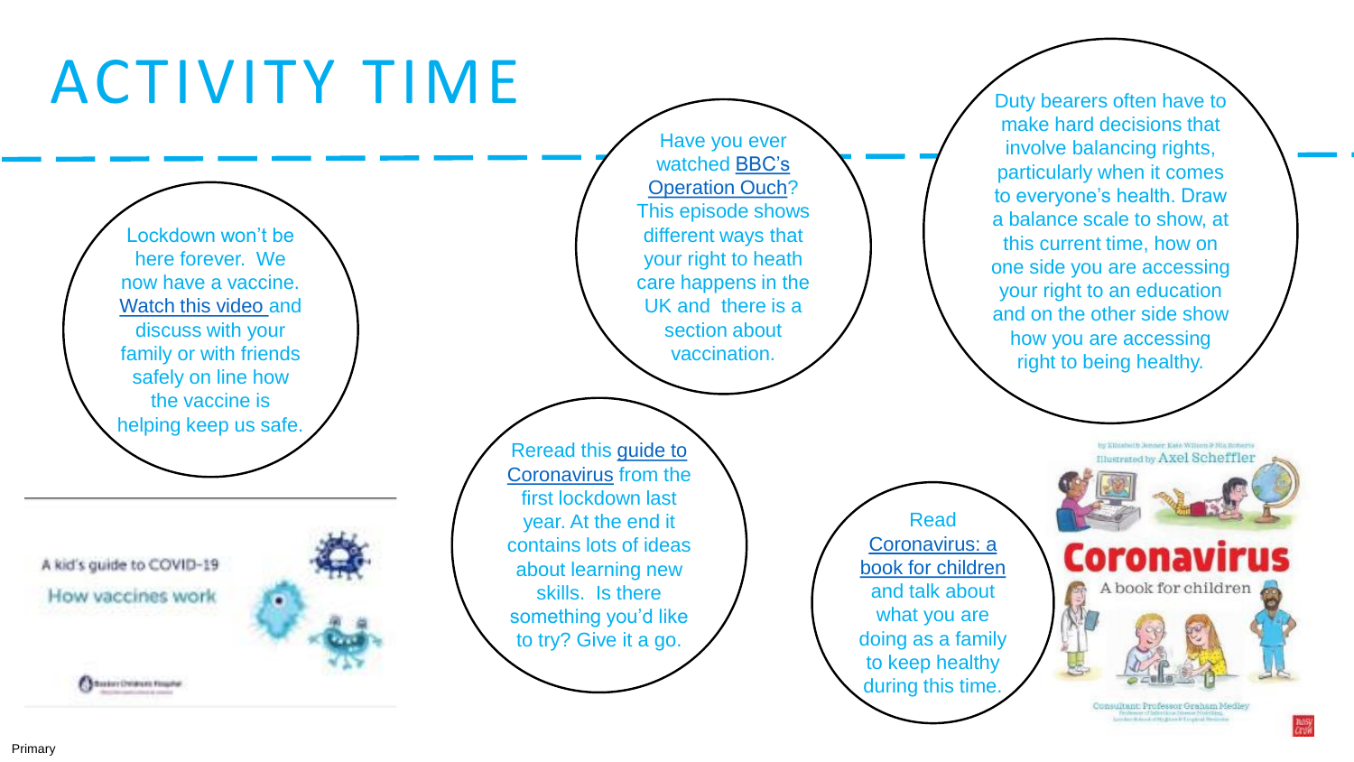# ACTIVITY TIME

Lockdown won't be here forever. We now have a vaccine. Watch this video and discuss with your family or with friends safely on line how the vaccine is helping keep us safe.

Have you ever watched BBC's Operation Ouch? This episode shows different ways that your right to heath care happens in the UK and there is a section about vaccination.

Duty bearers often have to make hard decisions that involve balancing rights, particularly when it comes to everyone's health. Draw a balance scale to show, at this current time, how on one side you are accessing your right to an education and on the other side show how you are accessing right to being healthy.

Reread this guide to Coronavirus from the first lockdown last year. At the end it contains lots of ideas about learning new skills. Is there something you'd like to try? Give it a go.

Read Coronavirus: a book for children and talk about what you are doing as a family to keep healthy during this time.

A kid's guide to COVID-19

How vaccines work

Coronavirus

A book for children

Illustrated by Axel Scheffler

Consultant: Professor Graham Medley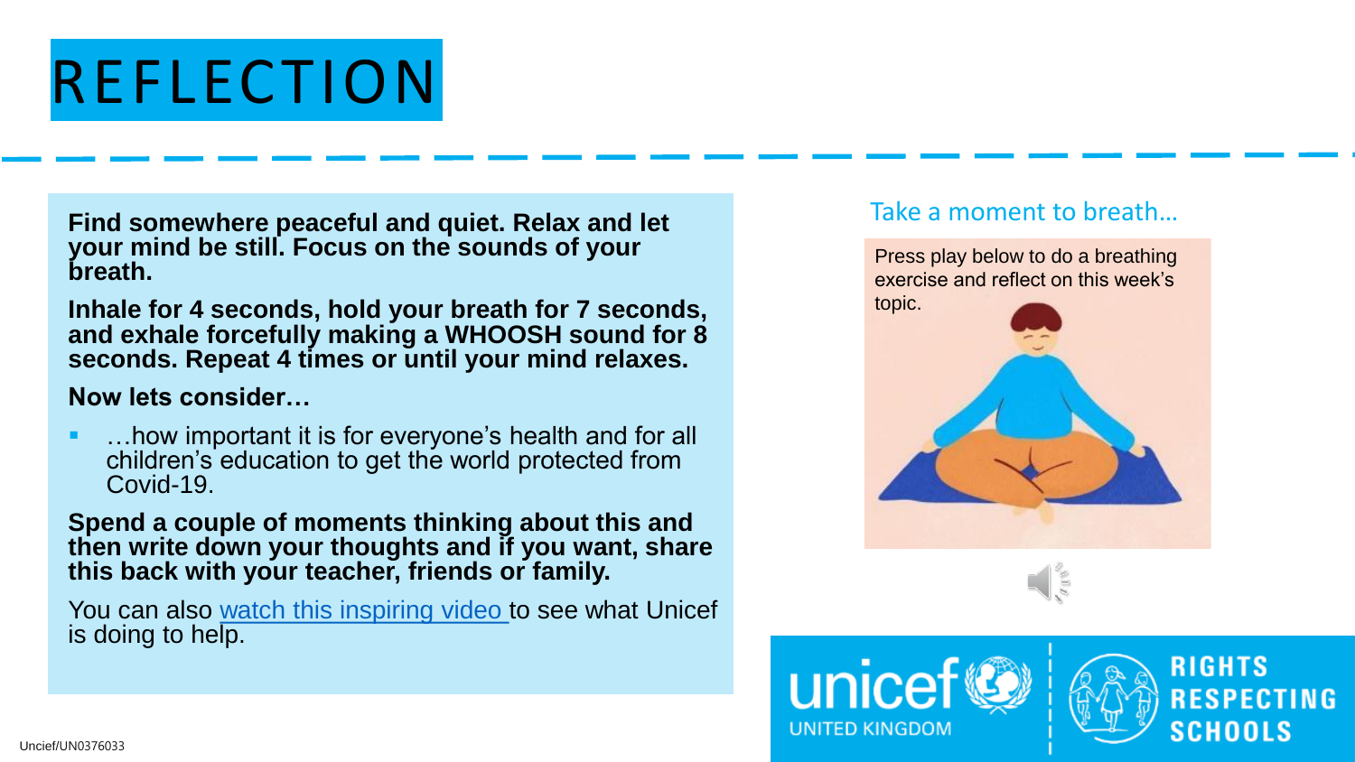# REFLECTION

**Find somewhere peaceful and quiet. Relax and let your mind be still. Focus on the sounds of your breath.**

**Inhale for 4 seconds, hold your breath for 7 seconds, and exhale forcefully making a WHOOSH sound for 8 seconds. Repeat 4 times or until your mind relaxes.**

**Now lets consider…**

- …how important it is for everyone's health and for all children's education to get the world protected from Covid-19.

**Spend a couple of moments thinking about this and then write down your thoughts and if you want, share this back with your teacher, friends or family.**

You can also watch this inspiring video to see what Unicef is doing to help.

## Take a moment to breath…

Press play below to do a breathing exercise and reflect on this week's topic.

unicef
UNITED KINGDOM

RIGHTS RESPECTING SCHOOLS

Uncief/UN0376033